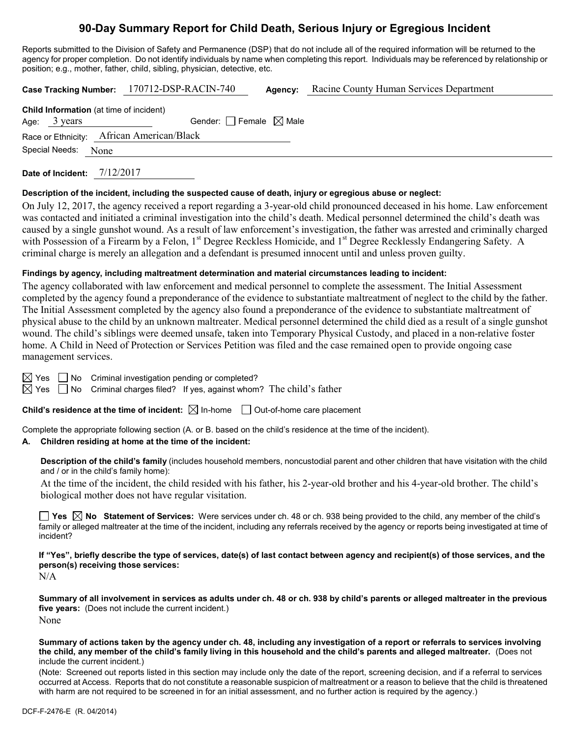# 90-Day Summary Report for Child Death, Serious Injury or Egregious Incident

Reports submitted to the Division of Safety and Permanence (DSP) that do not include all of the required information will be returned to the agency for proper completion. Do not identify individuals by name when completing this report. Individuals may be referenced by relationship or position; e.g., mother, father, child, sibling, physician, detective, etc.

**Case Tracking Number:** 170712-DSP-RACIN-740 **Agency:** Racine County Human Services Department

**Child Information** (at time of incident)

Age: 3 years Gender: ☐ Female ☒ Male

Race or Ethnicity: African American/Black

Special Needs: None

**Date of Incident:** 7/12/2017

**Description of the incident, including the suspected cause of death, injury or egregious abuse or neglect:**

On July 12, 2017, the agency received a report regarding a 3-year-old child pronounced deceased in his home. Law enforcement was contacted and initiated a criminal investigation into the child's death. Medical personnel determined the child's death was caused by a single gunshot wound. As a result of law enforcement's investigation, the father was arrested and criminally charged with Possession of a Firearm by a Felon, 1st Degree Reckless Homicide, and 1st Degree Recklessly Endangering Safety. A criminal charge is merely an allegation and a defendant is presumed innocent until and unless proven guilty.

**Findings by agency, including maltreatment determination and material circumstances leading to incident:**

The agency collaborated with law enforcement and medical personnel to complete the assessment. The Initial Assessment completed by the agency found a preponderance of the evidence to substantiate maltreatment of neglect to the child by the father. The Initial Assessment completed by the agency also found a preponderance of the evidence to substantiate maltreatment of physical abuse to the child by an unknown maltreater. Medical personnel determined the child died as a result of a single gunshot wound. The child's siblings were deemed unsafe, taken into Temporary Physical Custody, and placed in a non-relative foster home. A Child in Need of Protection or Services Petition was filed and the case remained open to provide ongoing case management services.

☒ Yes ☐ No Criminal investigation pending or completed?

☒ Yes ☐ No Criminal charges filed? If yes, against whom? The child's father

**Child's residence at the time of incident:** ☒ In-home ☐ Out-of-home care placement

Complete the appropriate following section (A. or B. based on the child's residence at the time of the incident).

**A. Children residing at home at the time of the incident:**

**Description of the child's family** (includes household members, noncustodial parent and other children that have visitation with the child and / or in the child's family home):

At the time of the incident, the child resided with his father, his 2-year-old brother and his 4-year-old brother. The child's biological mother does not have regular visitation.

☐ **Yes** ☒ **No** **Statement of Services:** Were services under ch. 48 or ch. 938 being provided to the child, any member of the child's family or alleged maltreater at the time of the incident, including any referrals received by the agency or reports being investigated at time of incident?

**If "Yes", briefly describe the type of services, date(s) of last contact between agency and recipient(s) of those services, and the person(s) receiving those services:**

N/A

**Summary of all involvement in services as adults under ch. 48 or ch. 938 by child's parents or alleged maltreater in the previous five years:** (Does not include the current incident.)

None

**Summary of actions taken by the agency under ch. 48, including any investigation of a report or referrals to services involving the child, any member of the child's family living in this household and the child's parents and alleged maltreater.** (Does not include the current incident.)

(Note: Screened out reports listed in this section may include only the date of the report, screening decision, and if a referral to services occurred at Access. Reports that do not constitute a reasonable suspicion of maltreatment or a reason to believe that the child is threatened with harm are not required to be screened in for an initial assessment, and no further action is required by the agency.)

DCF-F-2476-E (R. 04/2014)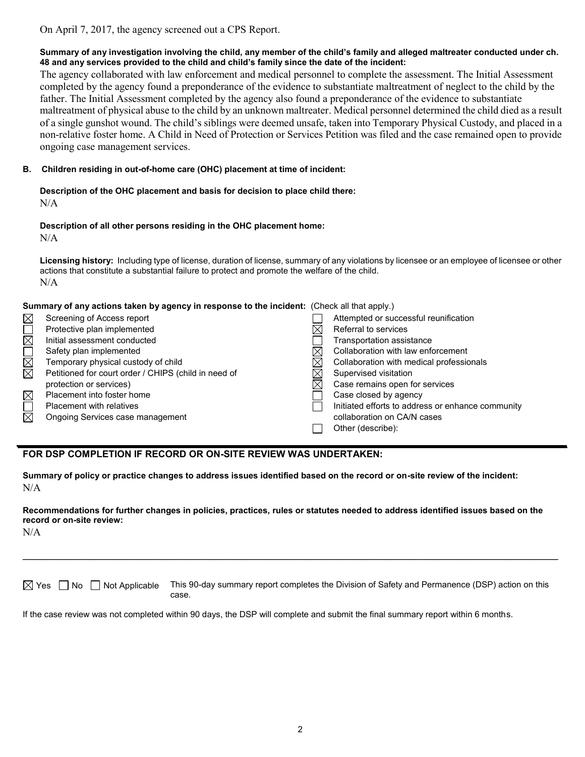On April 7, 2017, the agency screened out a CPS Report.

**Summary of any investigation involving the child, any member of the child's family and alleged maltreater conducted under ch. 48 and any services provided to the child and child's family since the date of the incident:**

The agency collaborated with law enforcement and medical personnel to complete the assessment. The Initial Assessment completed by the agency found a preponderance of the evidence to substantiate maltreatment of neglect to the child by the father. The Initial Assessment completed by the agency also found a preponderance of the evidence to substantiate maltreatment of physical abuse to the child by an unknown maltreater. Medical personnel determined the child died as a result of a single gunshot wound. The child's siblings were deemed unsafe, taken into Temporary Physical Custody, and placed in a non-relative foster home. A Child in Need of Protection or Services Petition was filed and the case remained open to provide ongoing case management services.

**B. Children residing in out-of-home care (OHC) placement at time of incident:**

**Description of the OHC placement and basis for decision to place child there:**

N/A

**Description of all other persons residing in the OHC placement home:**

N/A

**Licensing history:** Including type of license, duration of license, summary of any violations by licensee or an employee of licensee or other actions that constitute a substantial failure to protect and promote the welfare of the child.

N/A

**Summary of any actions taken by agency in response to the incident:** (Check all that apply.)

- ☒ Screening of Access report
- ☐ Protective plan implemented
- ☒ Initial assessment conducted
- ☐ Safety plan implemented
- ☒ Temporary physical custody of child
- ☒ Petitioned for court order / CHIPS (child in need of protection or services)
- ☒ Placement into foster home
- ☐ Placement with relatives
- ☒ Ongoing Services case management
- ☐ Attempted or successful reunification
- ☒ Referral to services
- ☐ Transportation assistance
- ☒ Collaboration with law enforcement
- ☒ Collaboration with medical professionals
- ☒ Supervised visitation
- ☒ Case remains open for services
- ☐ Case closed by agency
- ☐ Initiated efforts to address or enhance community collaboration on CA/N cases
- ☐ Other (describe):

## FOR DSP COMPLETION IF RECORD OR ON-SITE REVIEW WAS UNDERTAKEN:

**Summary of policy or practice changes to address issues identified based on the record or on-site review of the incident:**

N/A

**Recommendations for further changes in policies, practices, rules or statutes needed to address identified issues based on the record or on-site review:**

N/A

---

☒ Yes ☐ No ☐ Not Applicable This 90-day summary report completes the Division of Safety and Permanence (DSP) action on this case.

If the case review was not completed within 90 days, the DSP will complete and submit the final summary report within 6 months.